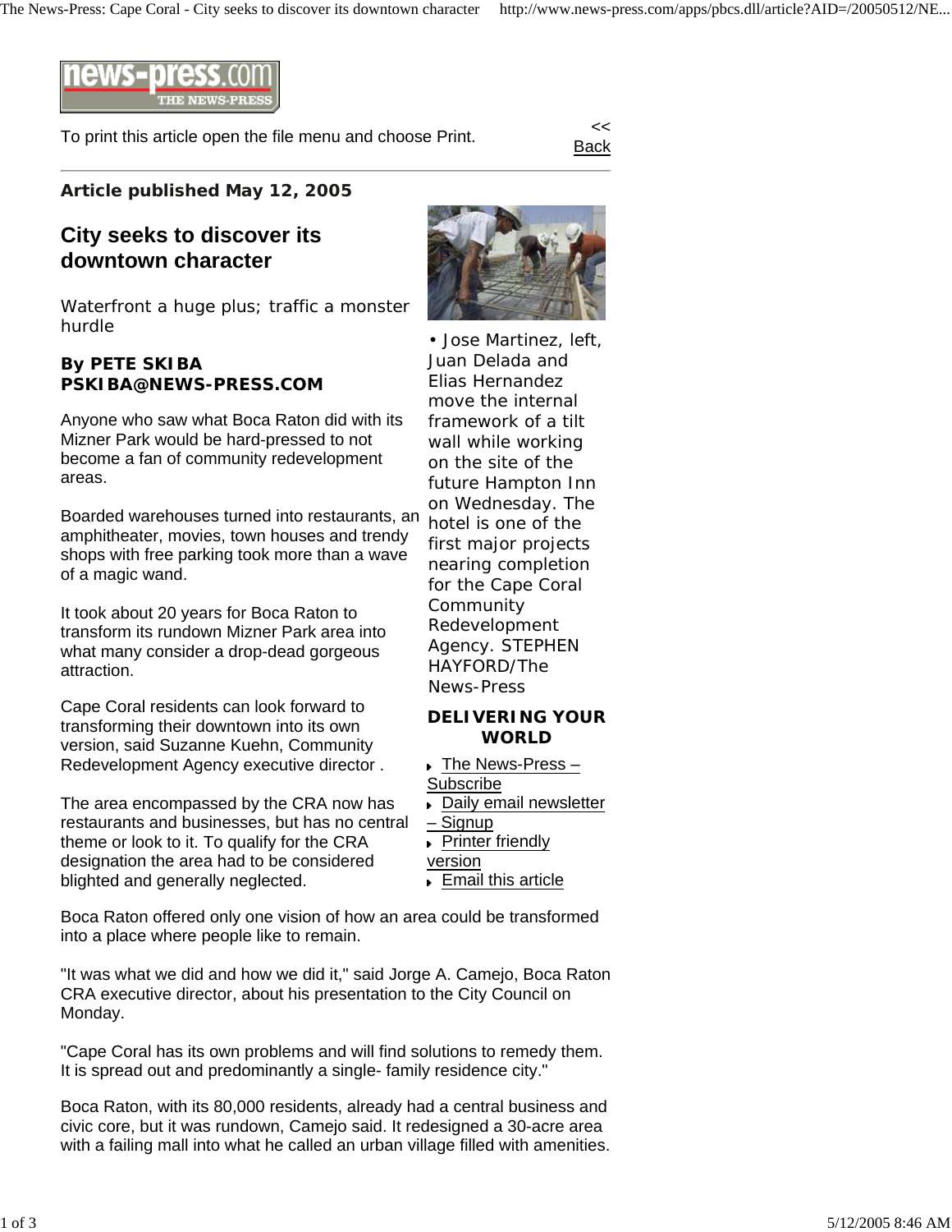To print this article open the file menu and choose Print.

<< Back

**Article published May 12, 2005**

# City seeks to discover its downtown character

Waterfront a huge plus; traffic a monster hurdle

**By PETE SKIBA**
**PSKIBA@NEWS-PRESS.COM**

• Jose Martinez, left, Juan Delada and Elias Hernandez move the internal framework of a tilt wall while working on the site of the future Hampton Inn on Wednesday. The hotel is one of the first major projects nearing completion for the Cape Coral Community Redevelopment Agency. STEPHEN HAYFORD/The News-Press

**DELIVERING YOUR WORLD**

- The News-Press – Subscribe
- Daily email newsletter – Signup
- Printer friendly version
- Email this article

Anyone who saw what Boca Raton did with its Mizner Park would be hard-pressed to not become a fan of community redevelopment areas.

Boarded warehouses turned into restaurants, an amphitheater, movies, town houses and trendy shops with free parking took more than a wave of a magic wand.

It took about 20 years for Boca Raton to transform its rundown Mizner Park area into what many consider a drop-dead gorgeous attraction.

Cape Coral residents can look forward to transforming their downtown into its own version, said Suzanne Kuehn, Community Redevelopment Agency executive director .

The area encompassed by the CRA now has restaurants and businesses, but has no central theme or look to it. To qualify for the CRA designation the area had to be considered blighted and generally neglected.

Boca Raton offered only one vision of how an area could be transformed into a place where people like to remain.

"It was what we did and how we did it," said Jorge A. Camejo, Boca Raton CRA executive director, about his presentation to the City Council on Monday.

"Cape Coral has its own problems and will find solutions to remedy them. It is spread out and predominantly a single- family residence city."

Boca Raton, with its 80,000 residents, already had a central business and civic core, but it was rundown, Camejo said. It redesigned a 30-acre area with a failing mall into what he called an urban village filled with amenities.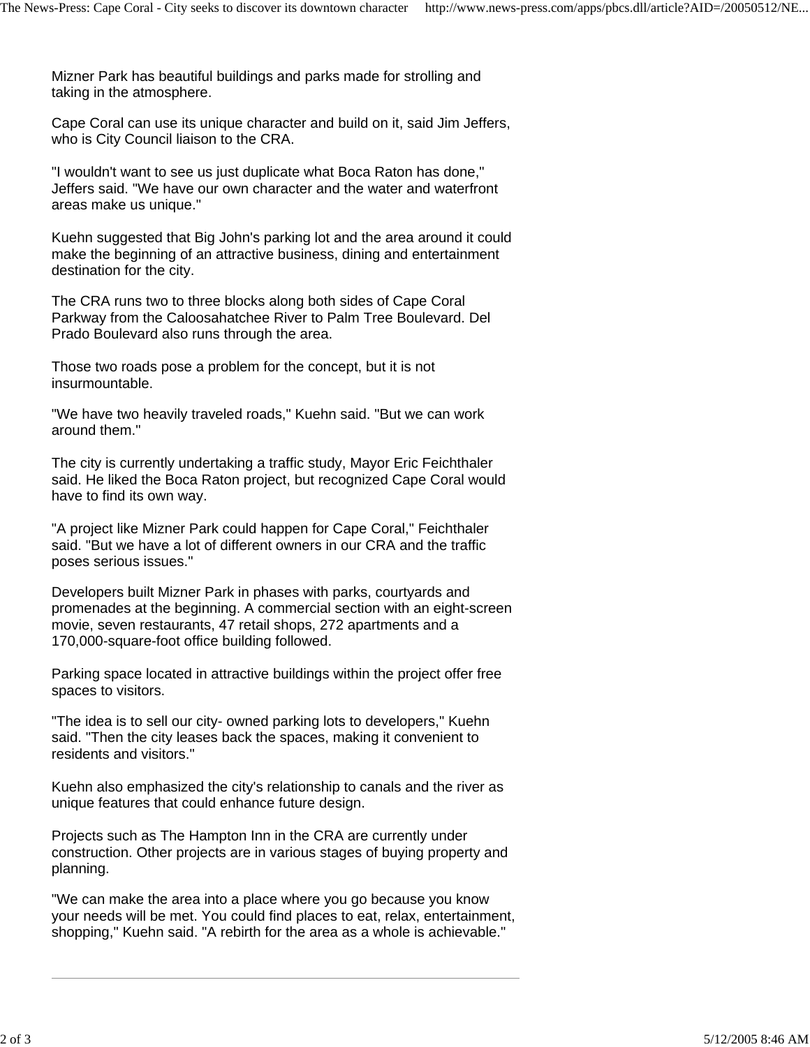Mizner Park has beautiful buildings and parks made for strolling and taking in the atmosphere.

Cape Coral can use its unique character and build on it, said Jim Jeffers, who is City Council liaison to the CRA.

"I wouldn't want to see us just duplicate what Boca Raton has done," Jeffers said. "We have our own character and the water and waterfront areas make us unique."

Kuehn suggested that Big John's parking lot and the area around it could make the beginning of an attractive business, dining and entertainment destination for the city.

The CRA runs two to three blocks along both sides of Cape Coral Parkway from the Caloosahatchee River to Palm Tree Boulevard. Del Prado Boulevard also runs through the area.

Those two roads pose a problem for the concept, but it is not insurmountable.

"We have two heavily traveled roads," Kuehn said. "But we can work around them."

The city is currently undertaking a traffic study, Mayor Eric Feichthaler said. He liked the Boca Raton project, but recognized Cape Coral would have to find its own way.

"A project like Mizner Park could happen for Cape Coral," Feichthaler said. "But we have a lot of different owners in our CRA and the traffic poses serious issues."

Developers built Mizner Park in phases with parks, courtyards and promenades at the beginning. A commercial section with an eight-screen movie, seven restaurants, 47 retail shops, 272 apartments and a 170,000-square-foot office building followed.

Parking space located in attractive buildings within the project offer free spaces to visitors.

"The idea is to sell our city- owned parking lots to developers," Kuehn said. "Then the city leases back the spaces, making it convenient to residents and visitors."

Kuehn also emphasized the city's relationship to canals and the river as unique features that could enhance future design.

Projects such as The Hampton Inn in the CRA are currently under construction. Other projects are in various stages of buying property and planning.

"We can make the area into a place where you go because you know your needs will be met. You could find places to eat, relax, entertainment, shopping," Kuehn said. "A rebirth for the area as a whole is achievable."

---